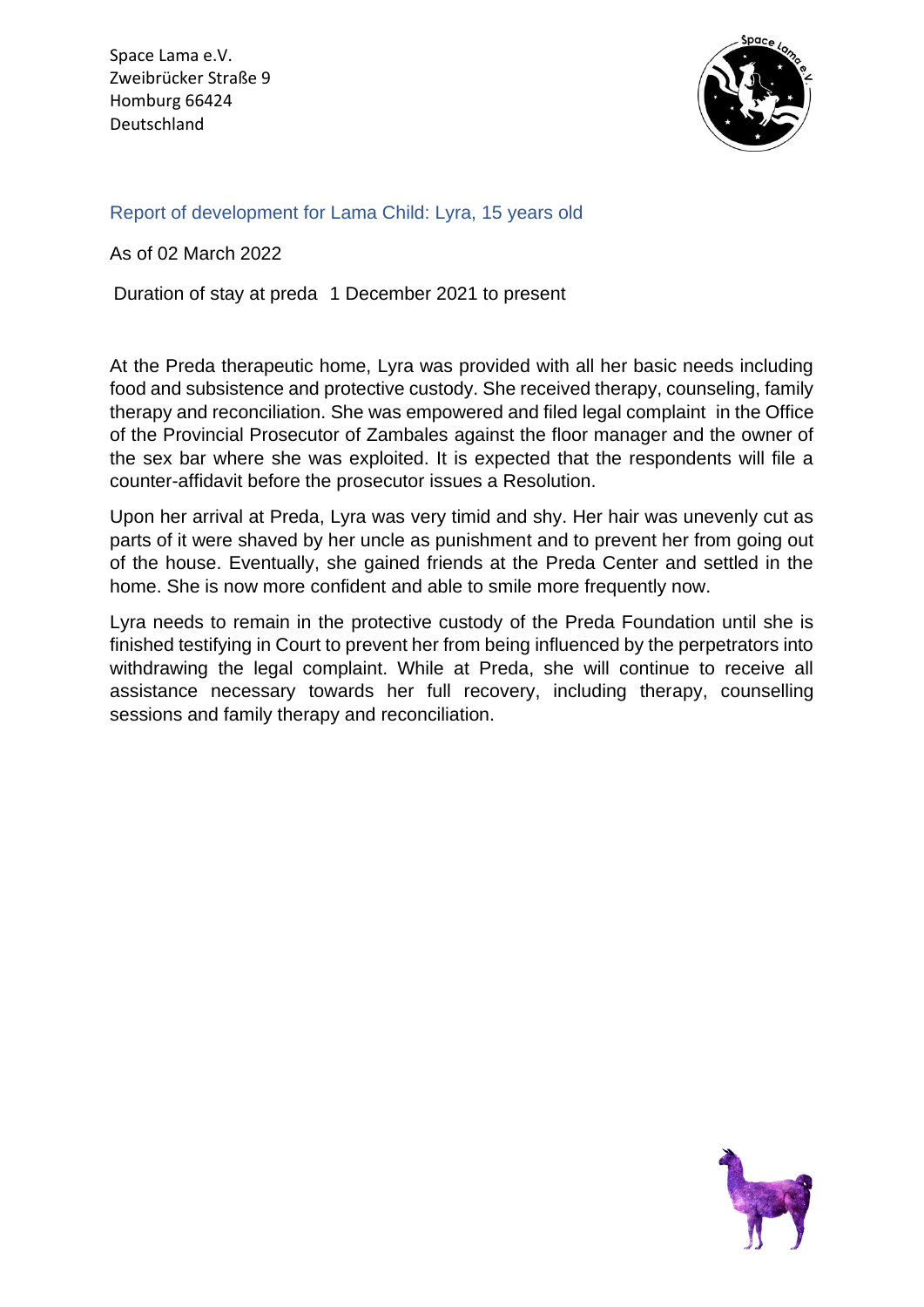Space Lama e.V.
Zweibrücker Straße 9
Homburg 66424
Deutschland

## Report of development for Lama Child: Lyra, 15 years old

As of 02 March 2022

Duration of stay at preda 1 December 2021 to present

At the Preda therapeutic home, Lyra was provided with all her basic needs including food and subsistence and protective custody. She received therapy, counseling, family therapy and reconciliation. She was empowered and filed legal complaint in the Office of the Provincial Prosecutor of Zambales against the floor manager and the owner of the sex bar where she was exploited. It is expected that the respondents will file a counter-affidavit before the prosecutor issues a Resolution.

Upon her arrival at Preda, Lyra was very timid and shy. Her hair was unevenly cut as parts of it were shaved by her uncle as punishment and to prevent her from going out of the house. Eventually, she gained friends at the Preda Center and settled in the home. She is now more confident and able to smile more frequently now.

Lyra needs to remain in the protective custody of the Preda Foundation until she is finished testifying in Court to prevent her from being influenced by the perpetrators into withdrawing the legal complaint. While at Preda, she will continue to receive all assistance necessary towards her full recovery, including therapy, counselling sessions and family therapy and reconciliation.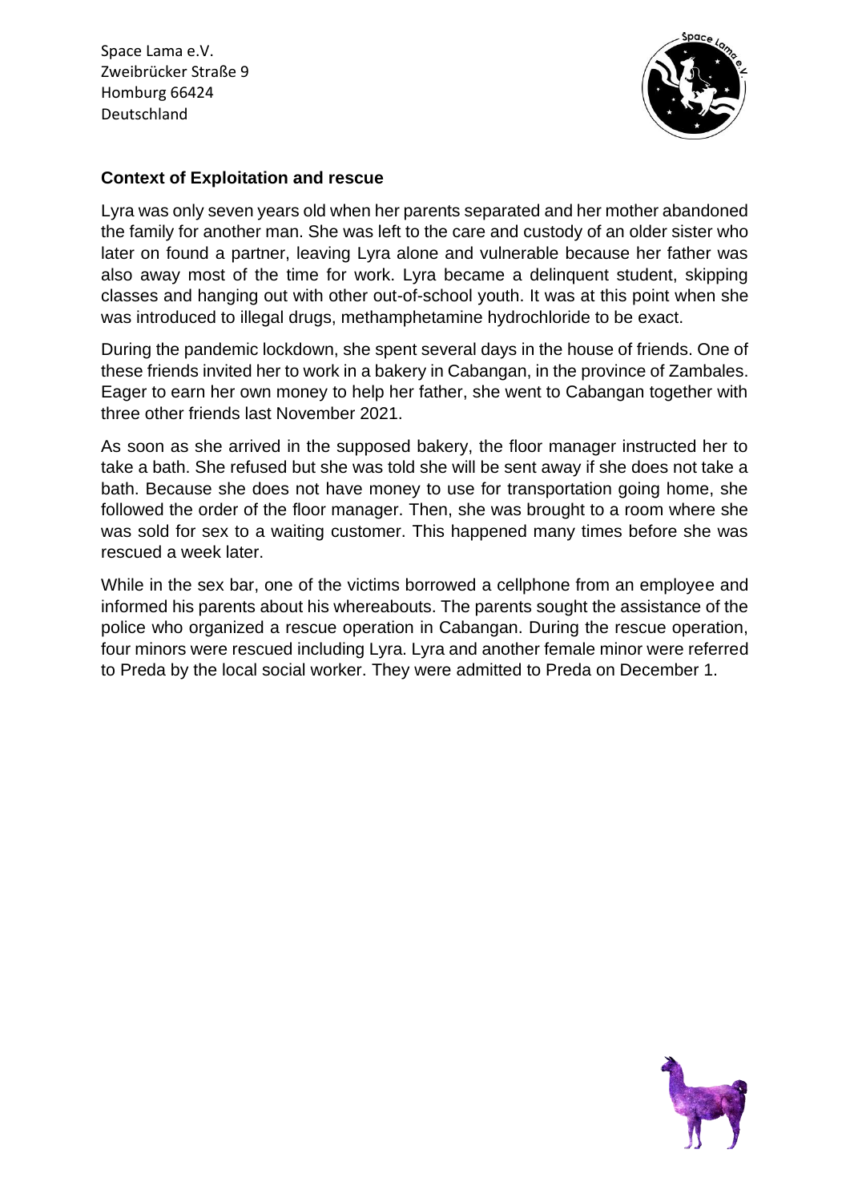Space Lama e.V.
Zweibrücker Straße 9
Homburg 66424
Deutschland

**Context of Exploitation and rescue**

Lyra was only seven years old when her parents separated and her mother abandoned the family for another man. She was left to the care and custody of an older sister who later on found a partner, leaving Lyra alone and vulnerable because her father was also away most of the time for work. Lyra became a delinquent student, skipping classes and hanging out with other out-of-school youth. It was at this point when she was introduced to illegal drugs, methamphetamine hydrochloride to be exact.

During the pandemic lockdown, she spent several days in the house of friends. One of these friends invited her to work in a bakery in Cabangan, in the province of Zambales. Eager to earn her own money to help her father, she went to Cabangan together with three other friends last November 2021.

As soon as she arrived in the supposed bakery, the floor manager instructed her to take a bath. She refused but she was told she will be sent away if she does not take a bath. Because she does not have money to use for transportation going home, she followed the order of the floor manager. Then, she was brought to a room where she was sold for sex to a waiting customer. This happened many times before she was rescued a week later.

While in the sex bar, one of the victims borrowed a cellphone from an employee and informed his parents about his whereabouts. The parents sought the assistance of the police who organized a rescue operation in Cabangan. During the rescue operation, four minors were rescued including Lyra. Lyra and another female minor were referred to Preda by the local social worker. They were admitted to Preda on December 1.